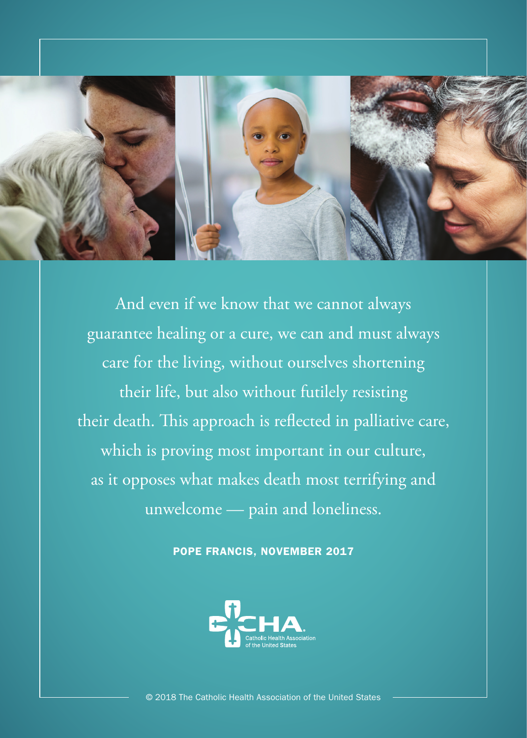And even if we know that we cannot always guarantee healing or a cure, we can and must always care for the living, without ourselves shortening their life, but also without futilely resisting their death. This approach is reflected in palliative care, which is proving most important in our culture, as it opposes what makes death most terrifying and unwelcome — pain and loneliness.

**POPE FRANCIS, NOVEMBER 2017**

CHA Catholic Health Association of the United States

© 2018 The Catholic Health Association of the United States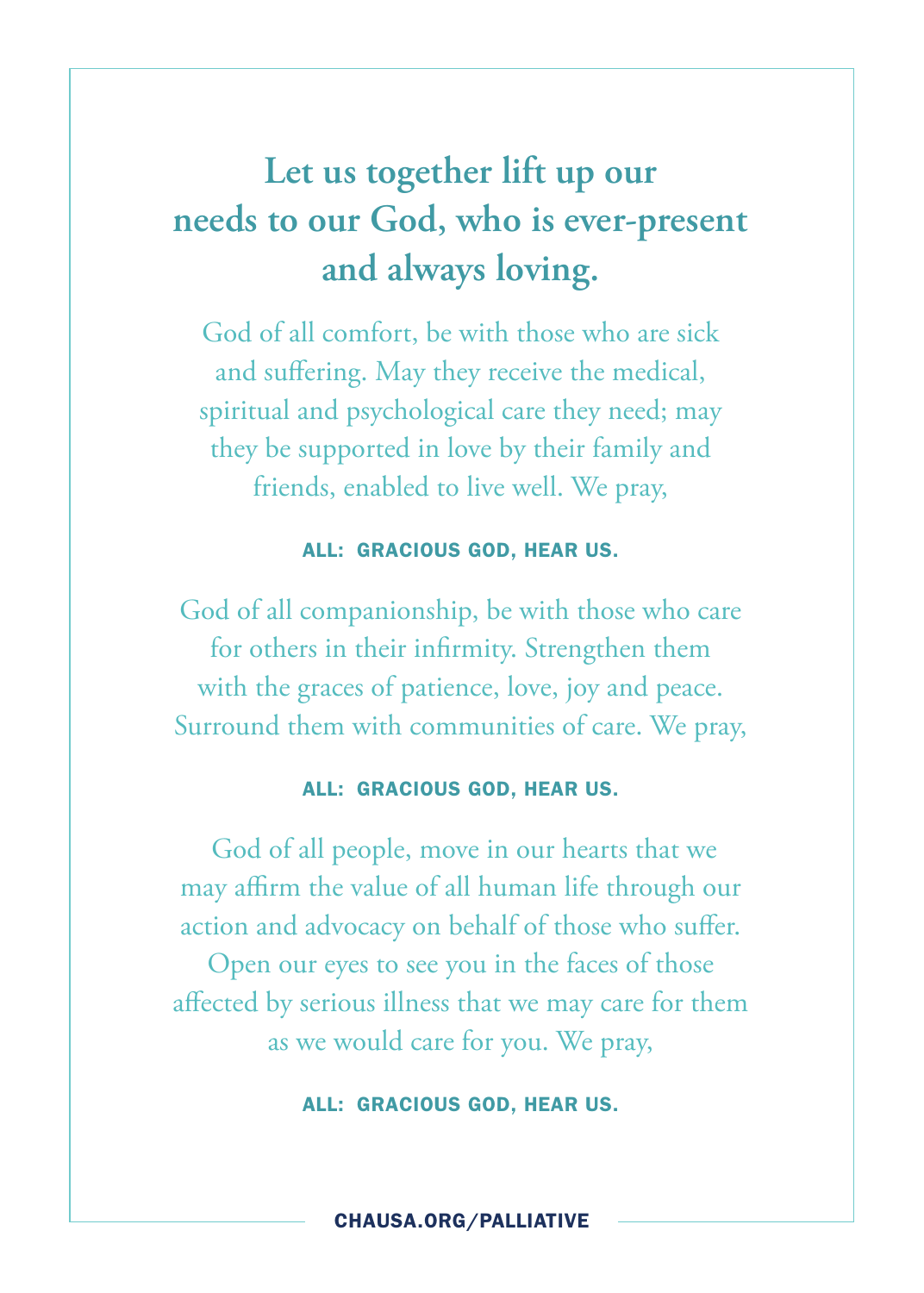## Let us together lift up our needs to our God, who is ever-present and always loving.

God of all comfort, be with those who are sick and suffering. May they receive the medical, spiritual and psychological care they need; may they be supported in love by their family and friends, enabled to live well. We pray,

**ALL: GRACIOUS GOD, HEAR US.**

God of all companionship, be with those who care for others in their infirmity. Strengthen them with the graces of patience, love, joy and peace. Surround them with communities of care. We pray,

**ALL: GRACIOUS GOD, HEAR US.**

God of all people, move in our hearts that we may affirm the value of all human life through our action and advocacy on behalf of those who suffer. Open our eyes to see you in the faces of those affected by serious illness that we may care for them as we would care for you. We pray,

**ALL: GRACIOUS GOD, HEAR US.**

**CHAUSA.ORG/PALLIATIVE**